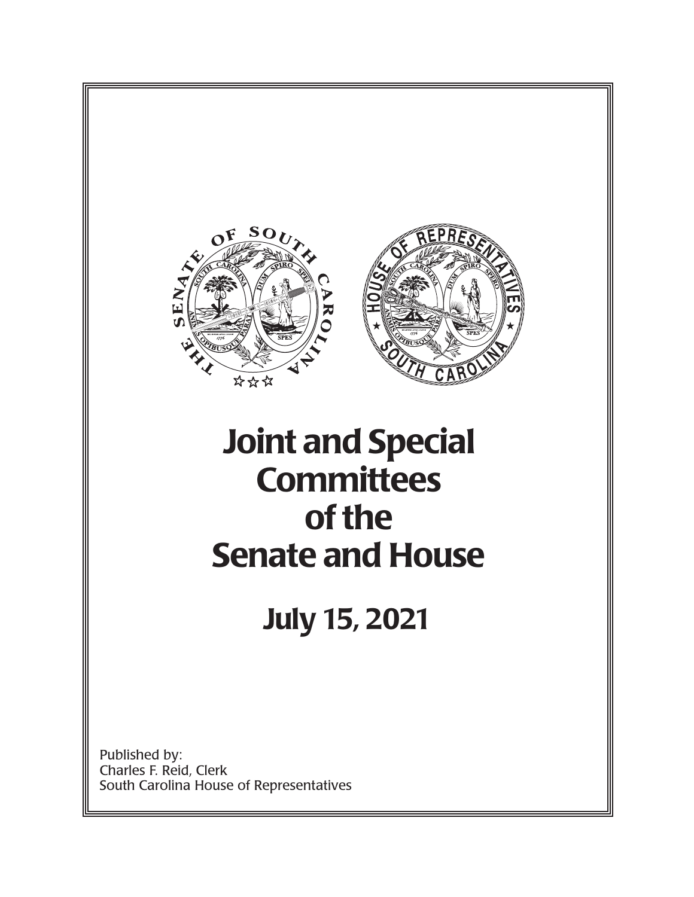# Joint and Special Committees of the Senate and House

## July 15, 2021

Published by:
Charles F. Reid, Clerk
South Carolina House of Representatives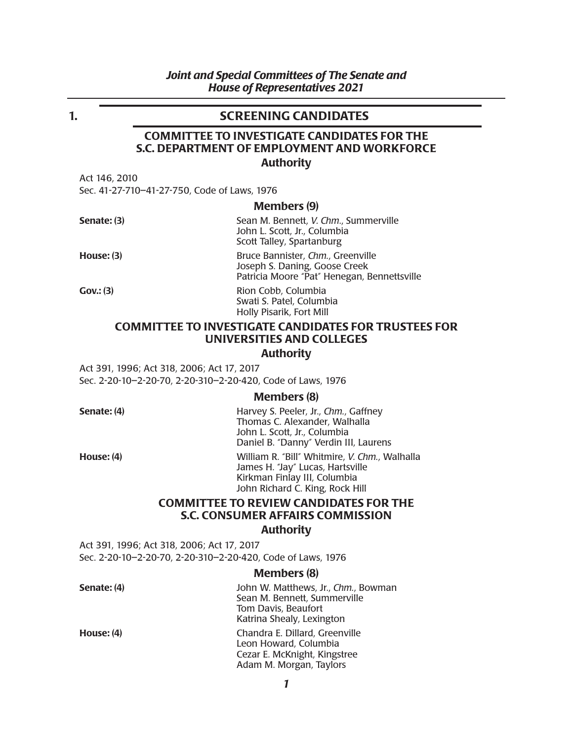# Joint and Special Committees of The Senate and House of Representatives 2021

## 1. SCREENING CANDIDATES

### COMMITTEE TO INVESTIGATE CANDIDATES FOR THE S.C. DEPARTMENT OF EMPLOYMENT AND WORKFORCE

#### Authority

Act 146, 2010
Sec. 41-27-710–41-27-750, Code of Laws, 1976

#### Members (9)

**Senate: (3)**
Sean M. Bennett, *V. Chm.*, Summerville
John L. Scott, Jr., Columbia
Scott Talley, Spartanburg

**House: (3)**
Bruce Bannister, *Chm.*, Greenville
Joseph S. Daning, Goose Creek
Patricia Moore "Pat" Henegan, Bennettsville

**Gov.: (3)**
Rion Cobb, Columbia
Swati S. Patel, Columbia
Holly Pisarik, Fort Mill

### COMMITTEE TO INVESTIGATE CANDIDATES FOR TRUSTEES FOR UNIVERSITIES AND COLLEGES

#### Authority

Act 391, 1996; Act 318, 2006; Act 17, 2017
Sec. 2-20-10–2-20-70, 2-20-310–2-20-420, Code of Laws, 1976

#### Members (8)

**Senate: (4)**
Harvey S. Peeler, Jr., *Chm.*, Gaffney
Thomas C. Alexander, Walhalla
John L. Scott, Jr., Columbia
Daniel B. "Danny" Verdin III, Laurens

**House: (4)**
William R. "Bill" Whitmire, *V. Chm.*, Walhalla
James H. "Jay" Lucas, Hartsville
Kirkman Finlay III, Columbia
John Richard C. King, Rock Hill

### COMMITTEE TO REVIEW CANDIDATES FOR THE S.C. CONSUMER AFFAIRS COMMISSION

#### Authority

Act 391, 1996; Act 318, 2006; Act 17, 2017
Sec. 2-20-10–2-20-70, 2-20-310–2-20-420, Code of Laws, 1976

#### Members (8)

**Senate: (4)**
John W. Matthews, Jr., *Chm.*, Bowman
Sean M. Bennett, Summerville
Tom Davis, Beaufort
Katrina Shealy, Lexington

**House: (4)**
Chandra E. Dillard, Greenville
Leon Howard, Columbia
Cezar E. McKnight, Kingstree
Adam M. Morgan, Taylors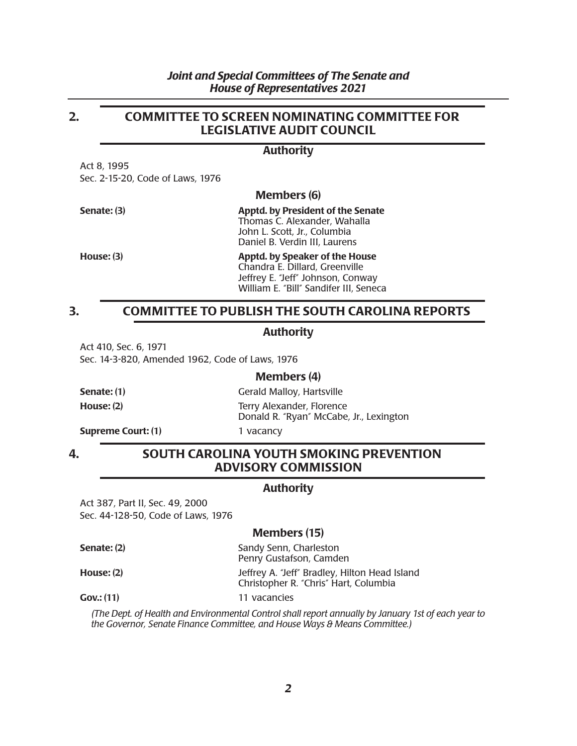## 2. COMMITTEE TO SCREEN NOMINATING COMMITTEE FOR LEGISLATIVE AUDIT COUNCIL

### Authority

Act 8, 1995
Sec. 2-15-20, Code of Laws, 1976

### Members (6)

| | |
|---|---|
| **Senate: (3)** | **Apptd. by President of the Senate**<br>Thomas C. Alexander, Wahalla<br>John L. Scott, Jr., Columbia<br>Daniel B. Verdin III, Laurens |
| **House: (3)** | **Apptd. by Speaker of the House**<br>Chandra E. Dillard, Greenville<br>Jeffrey E. "Jeff" Johnson, Conway<br>William E. "Bill" Sandifer III, Seneca |

## 3. COMMITTEE TO PUBLISH THE SOUTH CAROLINA REPORTS

### Authority

Act 410, Sec. 6, 1971
Sec. 14-3-820, Amended 1962, Code of Laws, 1976

### Members (4)

| | |
|---|---|
| **Senate: (1)** | Gerald Malloy, Hartsville |
| **House: (2)** | Terry Alexander, Florence<br>Donald R. "Ryan" McCabe, Jr., Lexington |
| **Supreme Court: (1)** | 1 vacancy |

## 4. SOUTH CAROLINA YOUTH SMOKING PREVENTION ADVISORY COMMISSION

### Authority

Act 387, Part II, Sec. 49, 2000
Sec. 44-128-50, Code of Laws, 1976

### Members (15)

| | |
|---|---|
| **Senate: (2)** | Sandy Senn, Charleston<br>Penry Gustafson, Camden |
| **House: (2)** | Jeffrey A. "Jeff" Bradley, Hilton Head Island<br>Christopher R. "Chris" Hart, Columbia |
| **Gov.: (11)** | 11 vacancies |

*(The Dept. of Health and Environmental Control shall report annually by January 1st of each year to the Governor, Senate Finance Committee, and House Ways & Means Committee.)*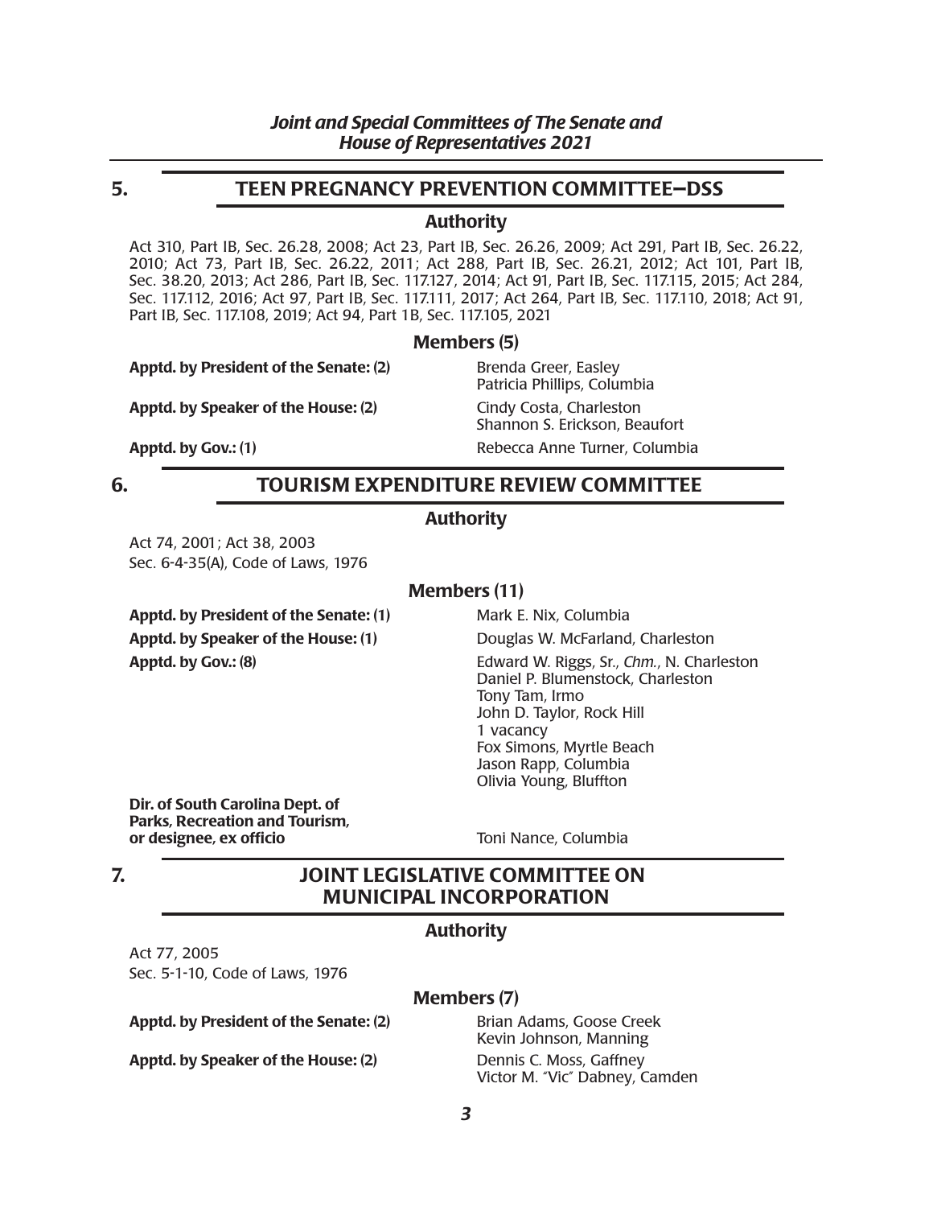## 5. TEEN PREGNANCY PREVENTION COMMITTEE—DSS

### Authority

Act 310, Part IB, Sec. 26.28, 2008; Act 23, Part IB, Sec. 26.26, 2009; Act 291, Part IB, Sec. 26.22, 2010; Act 73, Part IB, Sec. 26.22, 2011; Act 288, Part IB, Sec. 26.21, 2012; Act 101, Part IB, Sec. 38.20, 2013; Act 286, Part IB, Sec. 117.127, 2014; Act 91, Part IB, Sec. 117.115, 2015; Act 284, Sec. 117.112, 2016; Act 97, Part IB, Sec. 117.111, 2017; Act 264, Part IB, Sec. 117.110, 2018; Act 91, Part IB, Sec. 117.108, 2019; Act 94, Part 1B, Sec. 117.105, 2021

### Members (5)

**Apptd. by President of the Senate: (2)**
Brenda Greer, Easley
Patricia Phillips, Columbia

**Apptd. by Speaker of the House: (2)**
Cindy Costa, Charleston
Shannon S. Erickson, Beaufort

**Apptd. by Gov.: (1)**
Rebecca Anne Turner, Columbia

## 6. TOURISM EXPENDITURE REVIEW COMMITTEE

### Authority

Act 74, 2001; Act 38, 2003
Sec. 6-4-35(A), Code of Laws, 1976

### Members (11)

**Apptd. by President of the Senate: (1)**
Mark E. Nix, Columbia

**Apptd. by Speaker of the House: (1)**
Douglas W. McFarland, Charleston

**Apptd. by Gov.: (8)**
Edward W. Riggs, Sr., *Chm.*, N. Charleston
Daniel P. Blumenstock, Charleston
Tony Tam, Irmo
John D. Taylor, Rock Hill
1 vacancy
Fox Simons, Myrtle Beach
Jason Rapp, Columbia
Olivia Young, Bluffton

**Dir. of South Carolina Dept. of Parks, Recreation and Tourism, or designee, ex officio**
Toni Nance, Columbia

## 7. JOINT LEGISLATIVE COMMITTEE ON MUNICIPAL INCORPORATION

### Authority

Act 77, 2005
Sec. 5-1-10, Code of Laws, 1976

### Members (7)

**Apptd. by President of the Senate: (2)**
Brian Adams, Goose Creek
Kevin Johnson, Manning

**Apptd. by Speaker of the House: (2)**
Dennis C. Moss, Gaffney
Victor M. "Vic" Dabney, Camden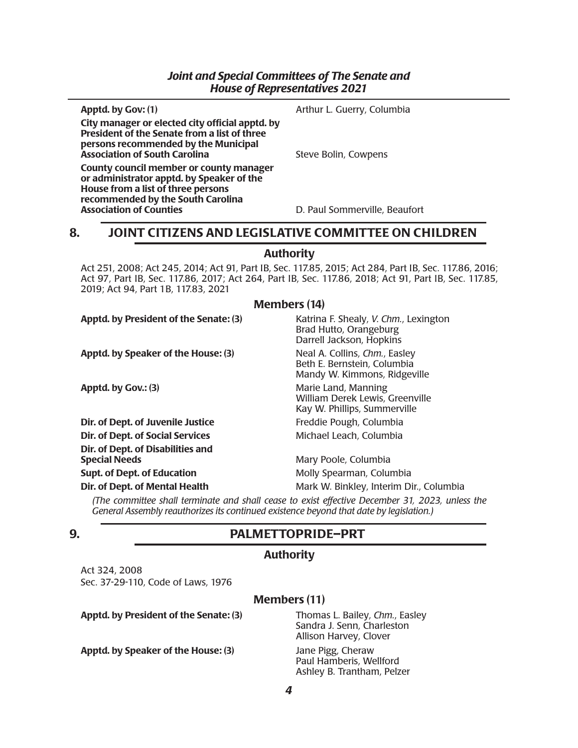| | |
|---|---|
| **Apptd. by Gov: (1)** | Arthur L. Guerry, Columbia |
| **City manager or elected city official apptd. by President of the Senate from a list of three persons recommended by the Municipal Association of South Carolina** | Steve Bolin, Cowpens |
| **County council member or county manager or administrator apptd. by Speaker of the House from a list of three persons recommended by the South Carolina Association of Counties** | D. Paul Sommerville, Beaufort |

## 8. JOINT CITIZENS AND LEGISLATIVE COMMITTEE ON CHILDREN

### Authority

Act 251, 2008; Act 245, 2014; Act 91, Part IB, Sec. 117.85, 2015; Act 284, Part IB, Sec. 117.86, 2016; Act 97, Part IB, Sec. 117.86, 2017; Act 264, Part IB, Sec. 117.86, 2018; Act 91, Part IB, Sec. 117.85, 2019; Act 94, Part 1B, 117.83, 2021

### Members (14)

| | |
|---|---|
| **Apptd. by President of the Senate: (3)** | Katrina F. Shealy, *V. Chm.*, Lexington<br>Brad Hutto, Orangeburg<br>Darrell Jackson, Hopkins |
| **Apptd. by Speaker of the House: (3)** | Neal A. Collins, *Chm.*, Easley<br>Beth E. Bernstein, Columbia<br>Mandy W. Kimmons, Ridgeville |
| **Apptd. by Gov.: (3)** | Marie Land, Manning<br>William Derek Lewis, Greenville<br>Kay W. Phillips, Summerville |
| **Dir. of Dept. of Juvenile Justice** | Freddie Pough, Columbia |
| **Dir. of Dept. of Social Services** | Michael Leach, Columbia |
| **Dir. of Dept. of Disabilities and Special Needs** | Mary Poole, Columbia |
| **Supt. of Dept. of Education** | Molly Spearman, Columbia |
| **Dir. of Dept. of Mental Health** | Mark W. Binkley, Interim Dir., Columbia |

*(The committee shall terminate and shall cease to exist effective December 31, 2023, unless the General Assembly reauthorizes its continued existence beyond that date by legislation.)*

## 9. PALMETTOPRIDE–PRT

### Authority

Act 324, 2008
Sec. 37-29-110, Code of Laws, 1976

### Members (11)

| | |
|---|---|
| **Apptd. by President of the Senate: (3)** | Thomas L. Bailey, *Chm.*, Easley<br>Sandra J. Senn, Charleston<br>Allison Harvey, Clover |
| **Apptd. by Speaker of the House: (3)** | Jane Pigg, Cheraw<br>Paul Hamberis, Wellford<br>Ashley B. Trantham, Pelzer |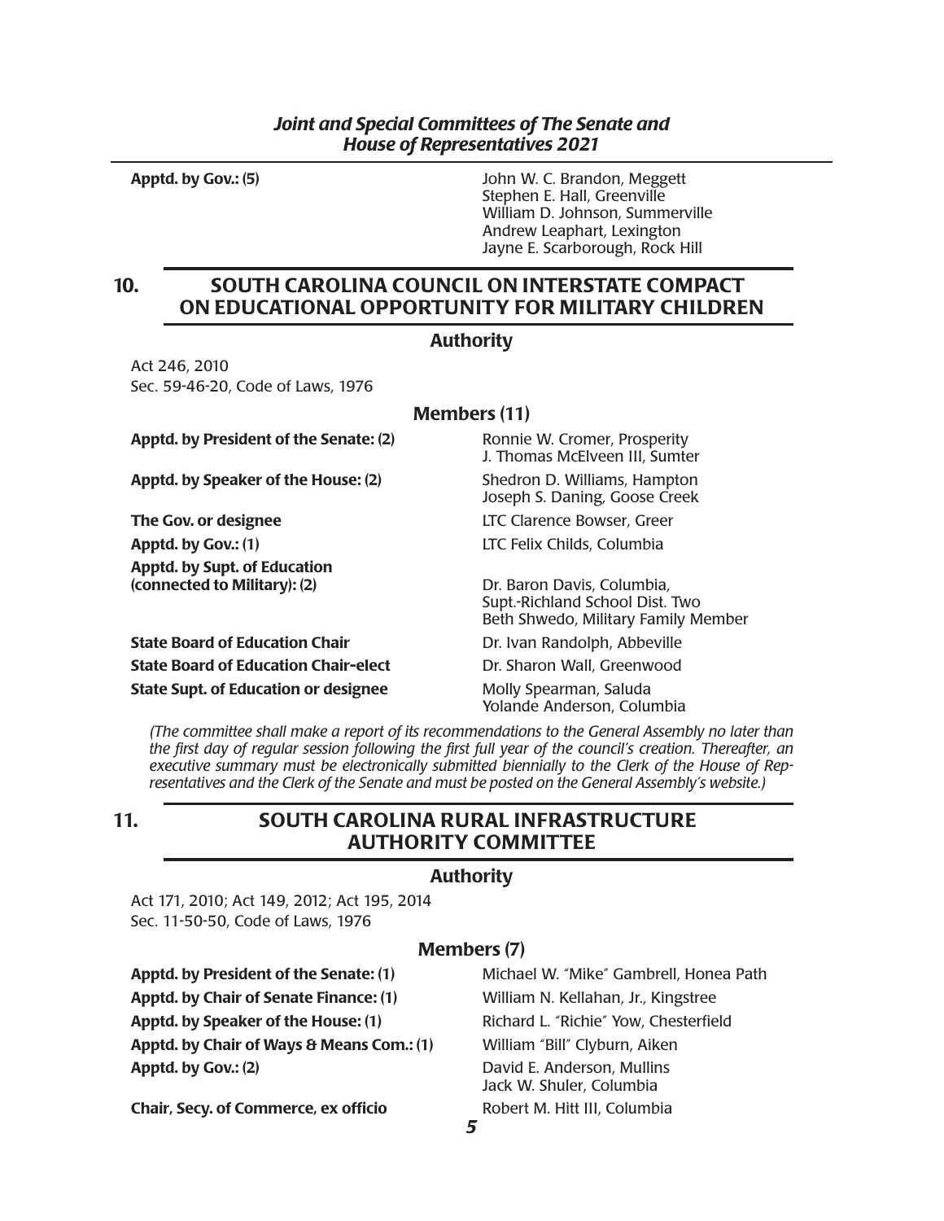| | |
|---|---|
| **Apptd. by Gov.: (5)** | John W. C. Brandon, Meggett<br>Stephen E. Hall, Greenville<br>William D. Johnson, Summerville<br>Andrew Leaphart, Lexington<br>Jayne E. Scarborough, Rock Hill |

## 10. SOUTH CAROLINA COUNCIL ON INTERSTATE COMPACT ON EDUCATIONAL OPPORTUNITY FOR MILITARY CHILDREN

### Authority

Act 246, 2010
Sec. 59-46-20, Code of Laws, 1976

### Members (11)

| | |
|---|---|
| **Apptd. by President of the Senate: (2)** | Ronnie W. Cromer, Prosperity<br>J. Thomas McElveen III, Sumter |
| **Apptd. by Speaker of the House: (2)** | Shedron D. Williams, Hampton<br>Joseph S. Daning, Goose Creek |
| **The Gov. or designee** | LTC Clarence Bowser, Greer |
| **Apptd. by Gov.: (1)** | LTC Felix Childs, Columbia |
| **Apptd. by Supt. of Education (connected to Military): (2)** | Dr. Baron Davis, Columbia, Supt.-Richland School Dist. Two<br>Beth Shwedo, Military Family Member |
| **State Board of Education Chair** | Dr. Ivan Randolph, Abbeville |
| **State Board of Education Chair-elect** | Dr. Sharon Wall, Greenwood |
| **State Supt. of Education or designee** | Molly Spearman, Saluda<br>Yolande Anderson, Columbia |

*(The committee shall make a report of its recommendations to the General Assembly no later than the first day of regular session following the first full year of the council's creation. Thereafter, an executive summary must be electronically submitted biennially to the Clerk of the House of Representatives and the Clerk of the Senate and must be posted on the General Assembly's website.)*

## 11. SOUTH CAROLINA RURAL INFRASTRUCTURE AUTHORITY COMMITTEE

### Authority

Act 171, 2010; Act 149, 2012; Act 195, 2014
Sec. 11-50-50, Code of Laws, 1976

### Members (7)

| | |
|---|---|
| **Apptd. by President of the Senate: (1)** | Michael W. "Mike" Gambrell, Honea Path |
| **Apptd. by Chair of Senate Finance: (1)** | William N. Kellahan, Jr., Kingstree |
| **Apptd. by Speaker of the House: (1)** | Richard L. "Richie" Yow, Chesterfield |
| **Apptd. by Chair of Ways & Means Com.: (1)** | William "Bill" Clyburn, Aiken |
| **Apptd. by Gov.: (2)** | David E. Anderson, Mullins<br>Jack W. Shuler, Columbia |
| **Chair, Secy. of Commerce, ex officio** | Robert M. Hitt III, Columbia |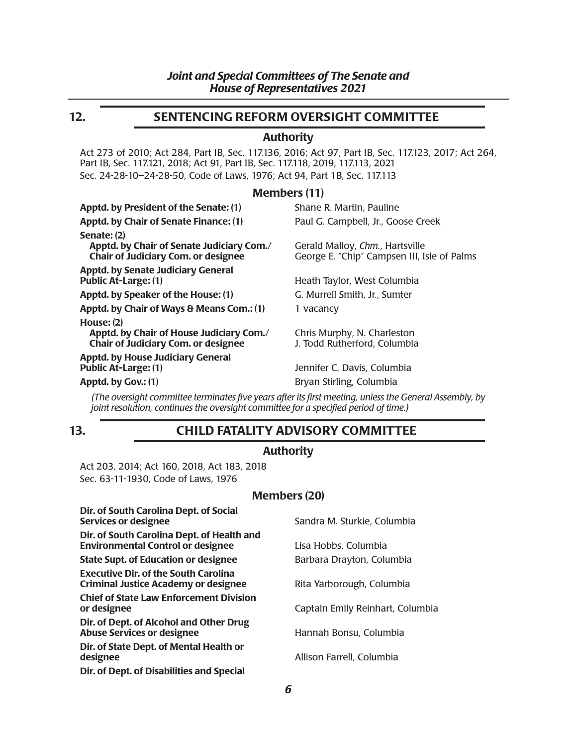## 12. SENTENCING REFORM OVERSIGHT COMMITTEE

### Authority

Act 273 of 2010; Act 284, Part IB, Sec. 117.136, 2016; Act 97, Part IB, Sec. 117.123, 2017; Act 264, Part IB, Sec. 117.121, 2018; Act 91, Part IB, Sec. 117.118, 2019, 117.113, 2021
Sec. 24-28-10–24-28-50, Code of Laws, 1976; Act 94, Part 1B, Sec. 117.113

### Members (11)

| | |
|---|---|
| **Apptd. by President of the Senate: (1)** | Shane R. Martin, Pauline |
| **Apptd. by Chair of Senate Finance: (1)** | Paul G. Campbell, Jr., Goose Creek |
| **Senate: (2)** | |
| **Apptd. by Chair of Senate Judiciary Com./ Chair of Judiciary Com. or designee** | Gerald Malloy, *Chm.*, Hartsville<br>George E. "Chip" Campsen III, Isle of Palms |
| **Apptd. by Senate Judiciary General Public At-Large: (1)** | Heath Taylor, West Columbia |
| **Apptd. by Speaker of the House: (1)** | G. Murrell Smith, Jr., Sumter |
| **Apptd. by Chair of Ways & Means Com.: (1)** | 1 vacancy |
| **House: (2)** | |
| **Apptd. by Chair of House Judiciary Com./ Chair of Judiciary Com. or designee** | Chris Murphy, N. Charleston<br>J. Todd Rutherford, Columbia |
| **Apptd. by House Judiciary General Public At-Large: (1)** | Jennifer C. Davis, Columbia |
| **Apptd. by Gov.: (1)** | Bryan Stirling, Columbia |

*(The oversight committee terminates five years after its first meeting, unless the General Assembly, by joint resolution, continues the oversight committee for a specified period of time.)*

## 13. CHILD FATALITY ADVISORY COMMITTEE

### Authority

Act 203, 2014; Act 160, 2018, Act 183, 2018
Sec. 63-11-1930, Code of Laws, 1976

### Members (20)

| | |
|---|---|
| **Dir. of South Carolina Dept. of Social Services or designee** | Sandra M. Sturkie, Columbia |
| **Dir. of South Carolina Dept. of Health and Environmental Control or designee** | Lisa Hobbs, Columbia |
| **State Supt. of Education or designee** | Barbara Drayton, Columbia |
| **Executive Dir. of the South Carolina Criminal Justice Academy or designee** | Rita Yarborough, Columbia |
| **Chief of State Law Enforcement Division or designee** | Captain Emily Reinhart, Columbia |
| **Dir. of Dept. of Alcohol and Other Drug Abuse Services or designee** | Hannah Bonsu, Columbia |
| **Dir. of State Dept. of Mental Health or designee** | Allison Farrell, Columbia |
| **Dir. of Dept. of Disabilities and Special** | |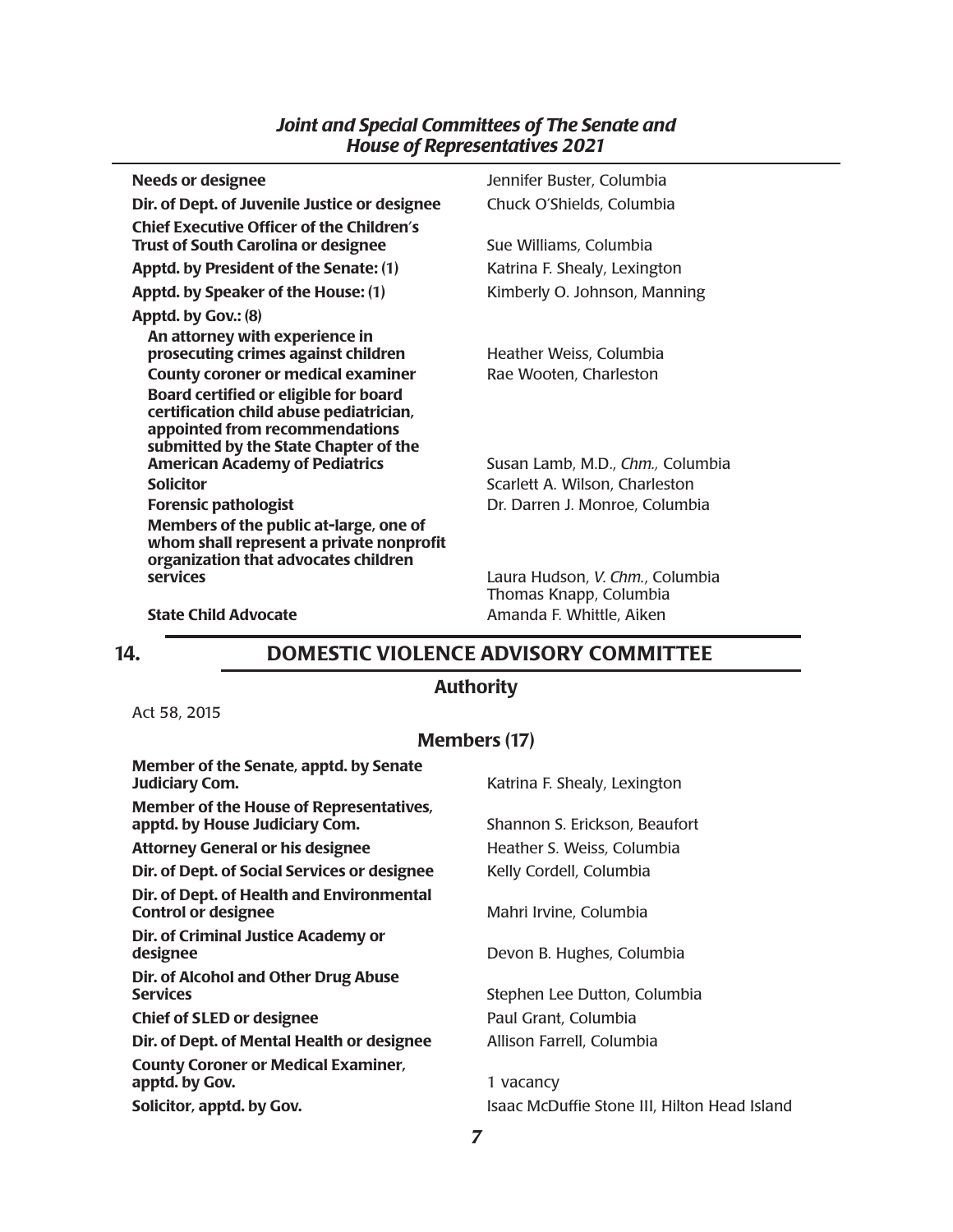| | |
|---|---|
| **Needs or designee** | Jennifer Buster, Columbia |
| **Dir. of Dept. of Juvenile Justice or designee** | Chuck O'Shields, Columbia |
| **Chief Executive Officer of the Children's Trust of South Carolina or designee** | Sue Williams, Columbia |
| **Apptd. by President of the Senate: (1)** | Katrina F. Shealy, Lexington |
| **Apptd. by Speaker of the House: (1)** | Kimberly O. Johnson, Manning |
| **Apptd. by Gov.: (8)** | |
| **An attorney with experience in prosecuting crimes against children** | Heather Weiss, Columbia |
| **County coroner or medical examiner** | Rae Wooten, Charleston |
| **Board certified or eligible for board certification child abuse pediatrician, appointed from recommendations submitted by the State Chapter of the American Academy of Pediatrics** | Susan Lamb, M.D., *Chm.,* Columbia |
| **Solicitor** | Scarlett A. Wilson, Charleston |
| **Forensic pathologist** | Dr. Darren J. Monroe, Columbia |
| **Members of the public at-large, one of whom shall represent a private nonprofit organization that advocates children services** | Laura Hudson, *V. Chm.*, Columbia<br>Thomas Knapp, Columbia |
| **State Child Advocate** | Amanda F. Whittle, Aiken |

## 14. DOMESTIC VIOLENCE ADVISORY COMMITTEE

### Authority

Act 58, 2015

### Members (17)

| | |
|---|---|
| **Member of the Senate, apptd. by Senate Judiciary Com.** | Katrina F. Shealy, Lexington |
| **Member of the House of Representatives, apptd. by House Judiciary Com.** | Shannon S. Erickson, Beaufort |
| **Attorney General or his designee** | Heather S. Weiss, Columbia |
| **Dir. of Dept. of Social Services or designee** | Kelly Cordell, Columbia |
| **Dir. of Dept. of Health and Environmental Control or designee** | Mahri Irvine, Columbia |
| **Dir. of Criminal Justice Academy or designee** | Devon B. Hughes, Columbia |
| **Dir. of Alcohol and Other Drug Abuse Services** | Stephen Lee Dutton, Columbia |
| **Chief of SLED or designee** | Paul Grant, Columbia |
| **Dir. of Dept. of Mental Health or designee** | Allison Farrell, Columbia |
| **County Coroner or Medical Examiner, apptd. by Gov.** | 1 vacancy |
| **Solicitor, apptd. by Gov.** | Isaac McDuffie Stone III, Hilton Head Island |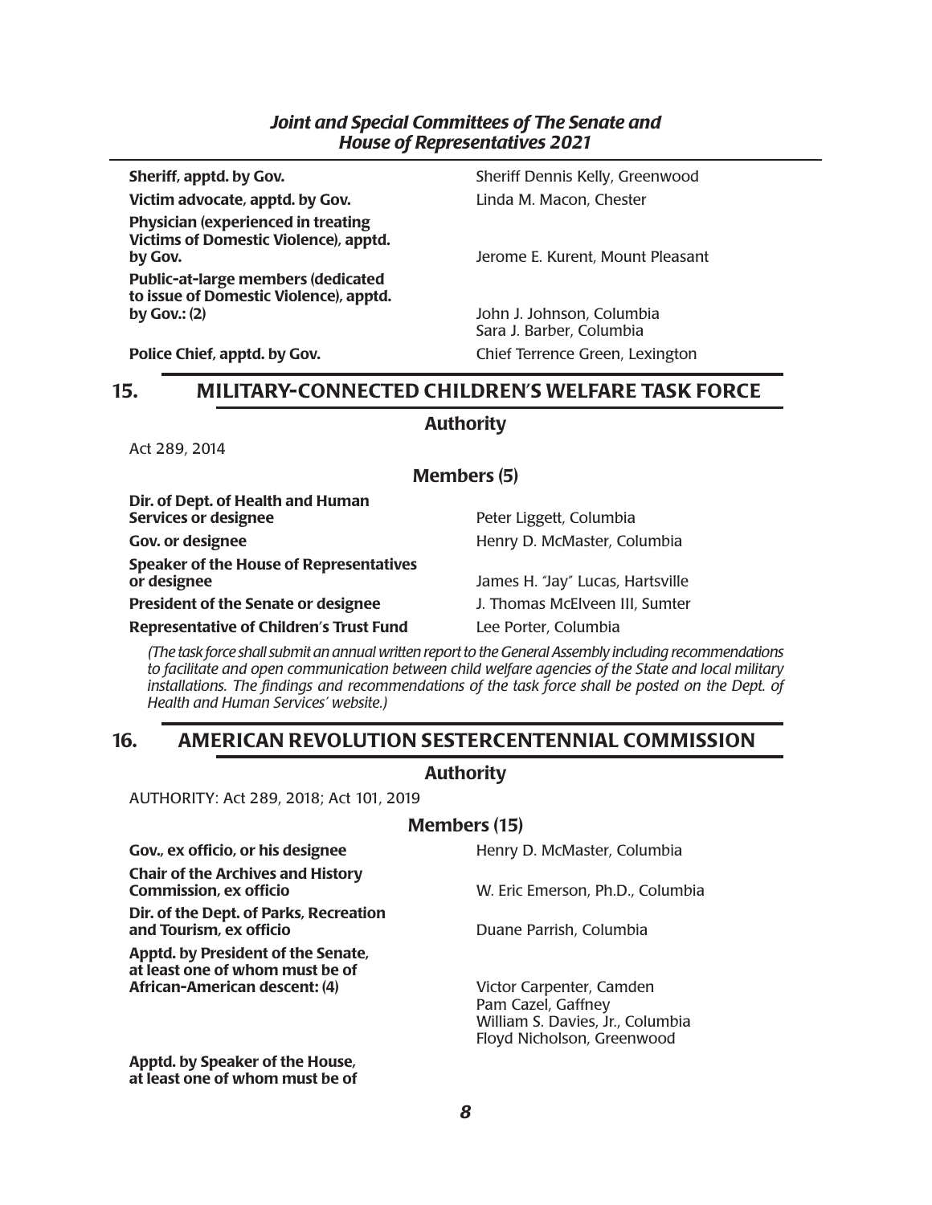| | |
|---|---|
| **Sheriff, apptd. by Gov.** | Sheriff Dennis Kelly, Greenwood |
| **Victim advocate, apptd. by Gov.** | Linda M. Macon, Chester |
| **Physician (experienced in treating Victims of Domestic Violence), apptd. by Gov.** | Jerome E. Kurent, Mount Pleasant |
| **Public-at-large members (dedicated to issue of Domestic Violence), apptd. by Gov.: (2)** | John J. Johnson, Columbia<br>Sara J. Barber, Columbia |
| **Police Chief, apptd. by Gov.** | Chief Terrence Green, Lexington |

## 15. MILITARY-CONNECTED CHILDREN'S WELFARE TASK FORCE

### Authority

Act 289, 2014

### Members (5)

| | |
|---|---|
| **Dir. of Dept. of Health and Human Services or designee** | Peter Liggett, Columbia |
| **Gov. or designee** | Henry D. McMaster, Columbia |
| **Speaker of the House of Representatives or designee** | James H. "Jay" Lucas, Hartsville |
| **President of the Senate or designee** | J. Thomas McElveen III, Sumter |
| **Representative of Children's Trust Fund** | Lee Porter, Columbia |

*(The task force shall submit an annual written report to the General Assembly including recommendations to facilitate and open communication between child welfare agencies of the State and local military installations. The findings and recommendations of the task force shall be posted on the Dept. of Health and Human Services' website.)*

## 16. AMERICAN REVOLUTION SESTERCENTENNIAL COMMISSION

### Authority

AUTHORITY: Act 289, 2018; Act 101, 2019

### Members (15)

| | |
|---|---|
| **Gov., ex officio, or his designee** | Henry D. McMaster, Columbia |
| **Chair of the Archives and History Commission, ex officio** | W. Eric Emerson, Ph.D., Columbia |
| **Dir. of the Dept. of Parks, Recreation and Tourism, ex officio** | Duane Parrish, Columbia |
| **Apptd. by President of the Senate, at least one of whom must be of African-American descent: (4)** | Victor Carpenter, Camden<br>Pam Cazel, Gaffney<br>William S. Davies, Jr., Columbia<br>Floyd Nicholson, Greenwood |
| **Apptd. by Speaker of the House, at least one of whom must be of** | |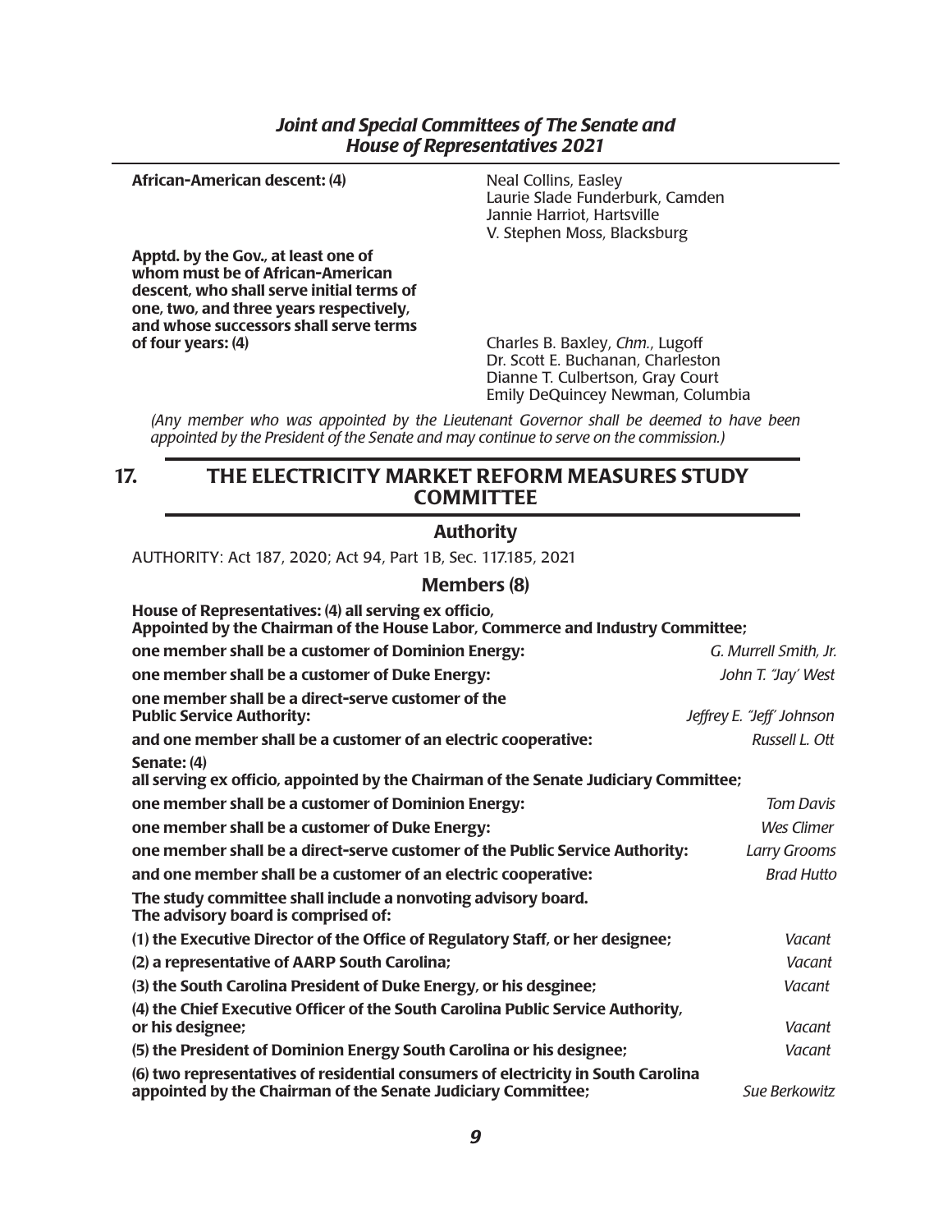| | |
|---|---|
| **African-American descent: (4)** | Neal Collins, Easley<br>Laurie Slade Funderburk, Camden<br>Jannie Harriot, Hartsville<br>V. Stephen Moss, Blacksburg |
| **Apptd. by the Gov., at least one of whom must be of African-American descent, who shall serve initial terms of one, two, and three years respectively, and whose successors shall serve terms of four years: (4)** | Charles B. Baxley, *Chm.*, Lugoff<br>Dr. Scott E. Buchanan, Charleston<br>Dianne T. Culbertson, Gray Court<br>Emily DeQuincey Newman, Columbia |

*(Any member who was appointed by the Lieutenant Governor shall be deemed to have been appointed by the President of the Senate and may continue to serve on the commission.)*

## 17. THE ELECTRICITY MARKET REFORM MEASURES STUDY COMMITTEE

### Authority

AUTHORITY: Act 187, 2020; Act 94, Part 1B, Sec. 117.185, 2021

### Members (8)

**House of Representatives: (4) all serving ex officio, Appointed by the Chairman of the House Labor, Commerce and Industry Committee;**

| | |
|---|---|
| **one member shall be a customer of Dominion Energy:** | *G. Murrell Smith, Jr.* |
| **one member shall be a customer of Duke Energy:** | *John T. "Jay" West* |
| **one member shall be a direct-serve customer of the Public Service Authority:** | *Jeffrey E. "Jeff" Johnson* |
| **and one member shall be a customer of an electric cooperative:** | *Russell L. Ott* |

**Senate: (4)**
**all serving ex officio, appointed by the Chairman of the Senate Judiciary Committee;**

| | |
|---|---|
| **one member shall be a customer of Dominion Energy:** | *Tom Davis* |
| **one member shall be a customer of Duke Energy:** | *Wes Climer* |
| **one member shall be a direct-serve customer of the Public Service Authority:** | *Larry Grooms* |
| **and one member shall be a customer of an electric cooperative:** | *Brad Hutto* |

**The study committee shall include a nonvoting advisory board.**
**The advisory board is comprised of:**

| | |
|---|---|
| **(1) the Executive Director of the Office of Regulatory Staff, or her designee;** | *Vacant* |
| **(2) a representative of AARP South Carolina;** | *Vacant* |
| **(3) the South Carolina President of Duke Energy, or his desginee;** | *Vacant* |
| **(4) the Chief Executive Officer of the South Carolina Public Service Authority, or his designee;** | *Vacant* |
| **(5) the President of Dominion Energy South Carolina or his designee;** | *Vacant* |
| **(6) two representatives of residential consumers of electricity in South Carolina appointed by the Chairman of the Senate Judiciary Committee;** | *Sue Berkowitz* |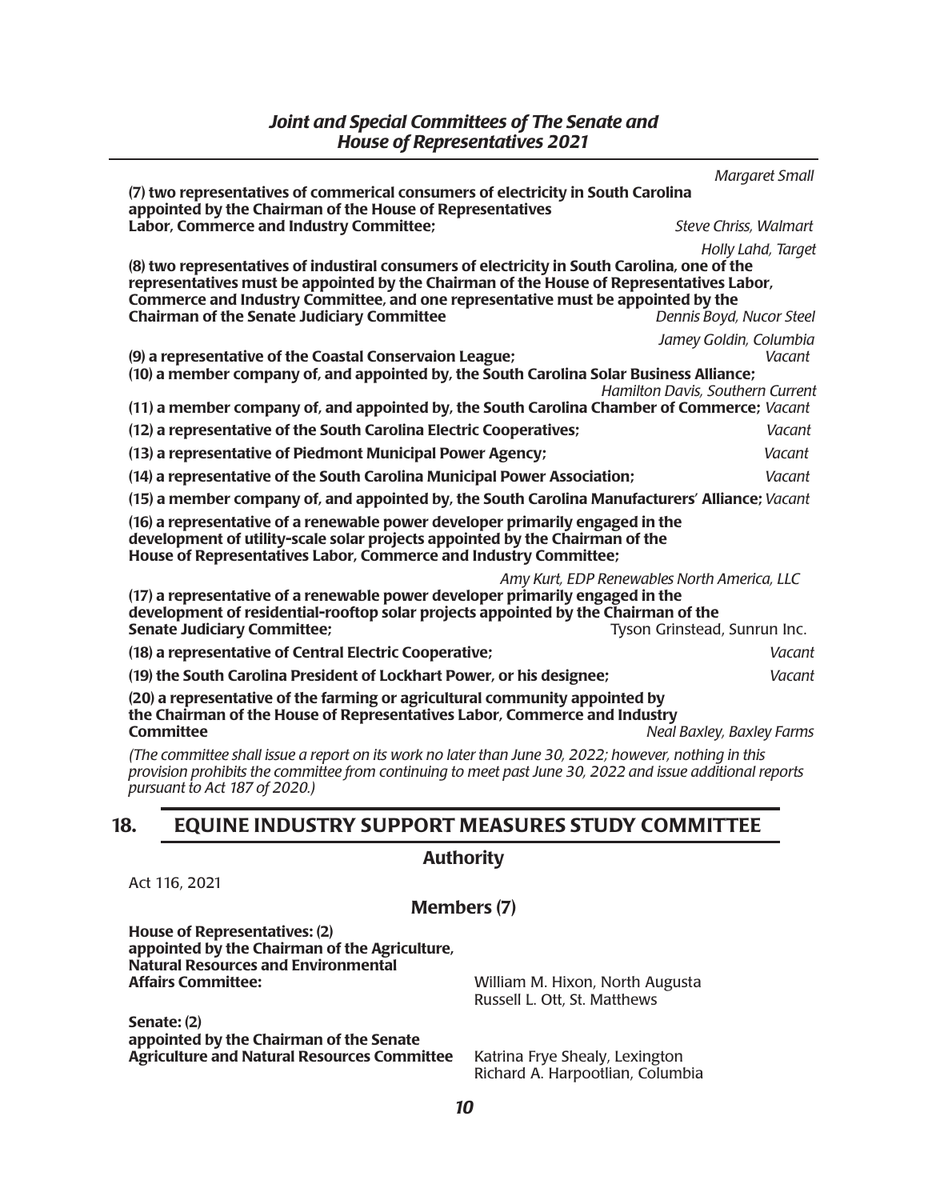*Margaret Small*

**(7) two representatives of commerical consumers of electricity in South Carolina appointed by the Chairman of the House of Representatives Labor, Commerce and Industry Committee;** *Steve Chriss, Walmart*

*Holly Lahd, Target*

**(8) two representatives of industiral consumers of electricity in South Carolina, one of the representatives must be appointed by the Chairman of the House of Representatives Labor, Commerce and Industry Committee, and one representative must be appointed by the Chairman of the Senate Judiciary Committee** *Dennis Boyd, Nucor Steel*

*Jamey Goldin, Columbia*

**(9) a representative of the Coastal Conservaion League;** *Vacant*

**(10) a member company of, and appointed by, the South Carolina Solar Business Alliance;** *Hamilton Davis, Southern Current*

**(11) a member company of, and appointed by, the South Carolina Chamber of Commerce;** *Vacant*

**(12) a representative of the South Carolina Electric Cooperatives;** *Vacant*

**(13) a representative of Piedmont Municipal Power Agency;** *Vacant*

**(14) a representative of the South Carolina Municipal Power Association;** *Vacant*

**(15) a member company of, and appointed by, the South Carolina Manufacturers' Alliance;** *Vacant*

**(16) a representative of a renewable power developer primarily engaged in the development of utility-scale solar projects appointed by the Chairman of the House of Representatives Labor, Commerce and Industry Committee;**

*Amy Kurt, EDP Renewables North America, LLC*

**(17) a representative of a renewable power developer primarily engaged in the development of residential-rooftop solar projects appointed by the Chairman of the Senate Judiciary Committee;** Tyson Grinstead, Sunrun Inc.

**(18) a representative of Central Electric Cooperative;** *Vacant*

**(19) the South Carolina President of Lockhart Power, or his designee;** *Vacant*

**(20) a representative of the farming or agricultural community appointed by the Chairman of the House of Representatives Labor, Commerce and Industry Committee** *Neal Baxley, Baxley Farms*

*(The committee shall issue a report on its work no later than June 30, 2022; however, nothing in this provision prohibits the committee from continuing to meet past June 30, 2022 and issue additional reports pursuant to Act 187 of 2020.)*

## 18. EQUINE INDUSTRY SUPPORT MEASURES STUDY COMMITTEE

### Authority

Act 116, 2021

### Members (7)

**House of Representatives: (2) appointed by the Chairman of the Agriculture, Natural Resources and Environmental Affairs Committee:**

William M. Hixon, North Augusta
Russell L. Ott, St. Matthews

**Senate: (2) appointed by the Chairman of the Senate Agriculture and Natural Resources Committee**

Katrina Frye Shealy, Lexington
Richard A. Harpootlian, Columbia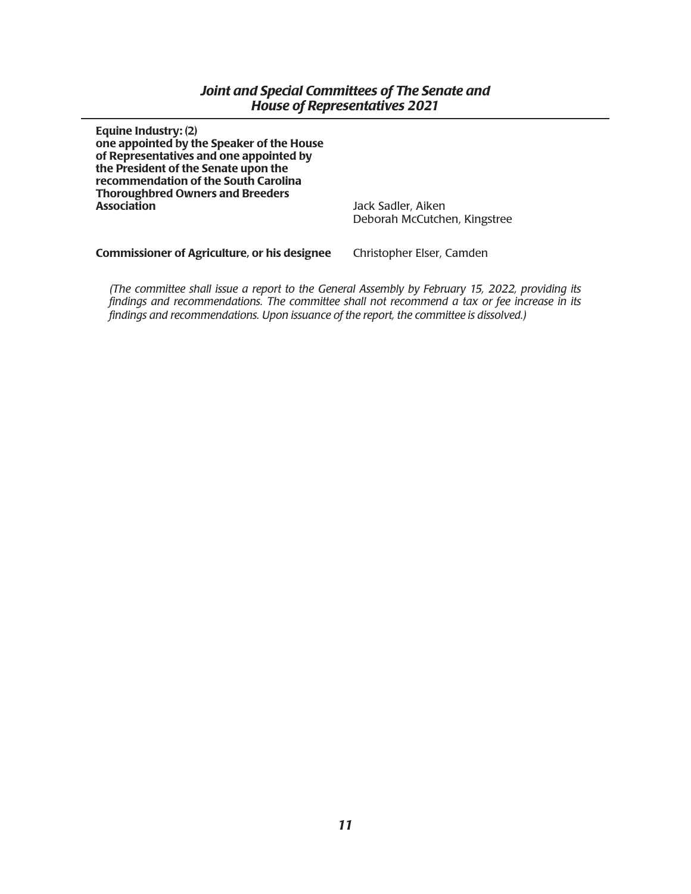| | |
|---|---|
| **Equine Industry: (2) one appointed by the Speaker of the House of Representatives and one appointed by the President of the Senate upon the recommendation of the South Carolina Thoroughbred Owners and Breeders Association** | Jack Sadler, Aiken<br>Deborah McCutchen, Kingstree |
| **Commissioner of Agriculture, or his designee** | Christopher Elser, Camden |

*(The committee shall issue a report to the General Assembly by February 15, 2022, providing its findings and recommendations. The committee shall not recommend a tax or fee increase in its findings and recommendations. Upon issuance of the report, the committee is dissolved.)*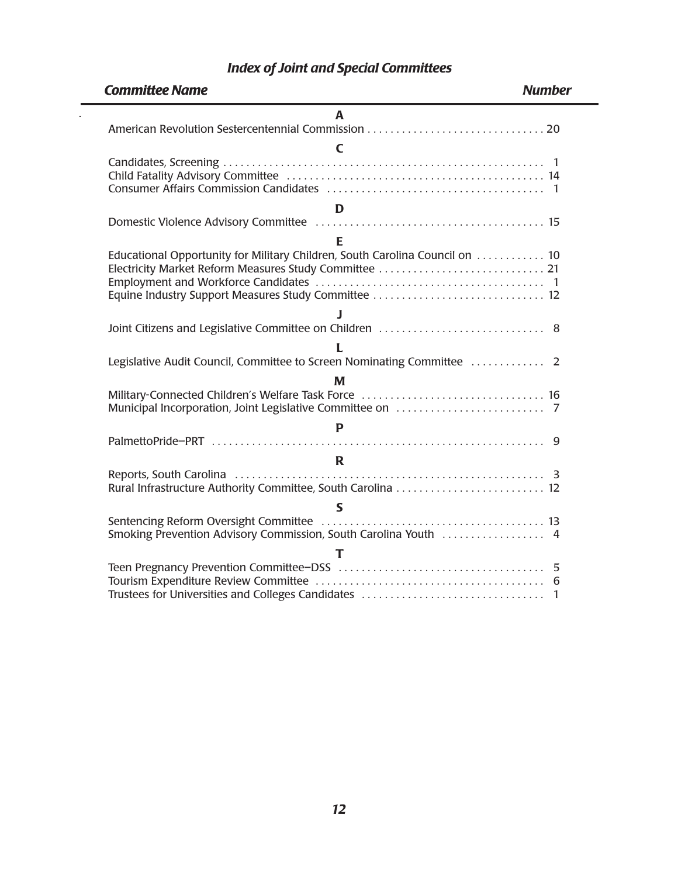## *Index of Joint and Special Committees*

| *Committee Name* | *Number* |
| --- | --- |
| **A** | |
| American Revolution Sestercentennial Commission | 20 |
| **C** | |
| Candidates, Screening | 1 |
| Child Fatality Advisory Committee | 14 |
| Consumer Affairs Commission Candidates | 1 |
| **D** | |
| Domestic Violence Advisory Committee | 15 |
| **E** | |
| Educational Opportunity for Military Children, South Carolina Council on | 10 |
| Electricity Market Reform Measures Study Committee | 21 |
| Employment and Workforce Candidates | 1 |
| Equine Industry Support Measures Study Committee | 12 |
| **J** | |
| Joint Citizens and Legislative Committee on Children | 8 |
| **L** | |
| Legislative Audit Council, Committee to Screen Nominating Committee | 2 |
| **M** | |
| Military-Connected Children's Welfare Task Force | 16 |
| Municipal Incorporation, Joint Legislative Committee on | 7 |
| **P** | |
| PalmettoPride—PRT | 9 |
| **R** | |
| Reports, South Carolina | 3 |
| Rural Infrastructure Authority Committee, South Carolina | 12 |
| **S** | |
| Sentencing Reform Oversight Committee | 13 |
| Smoking Prevention Advisory Commission, South Carolina Youth | 4 |
| **T** | |
| Teen Pregnancy Prevention Committee—DSS | 5 |
| Tourism Expenditure Review Committee | 6 |
| Trustees for Universities and Colleges Candidates | 1 |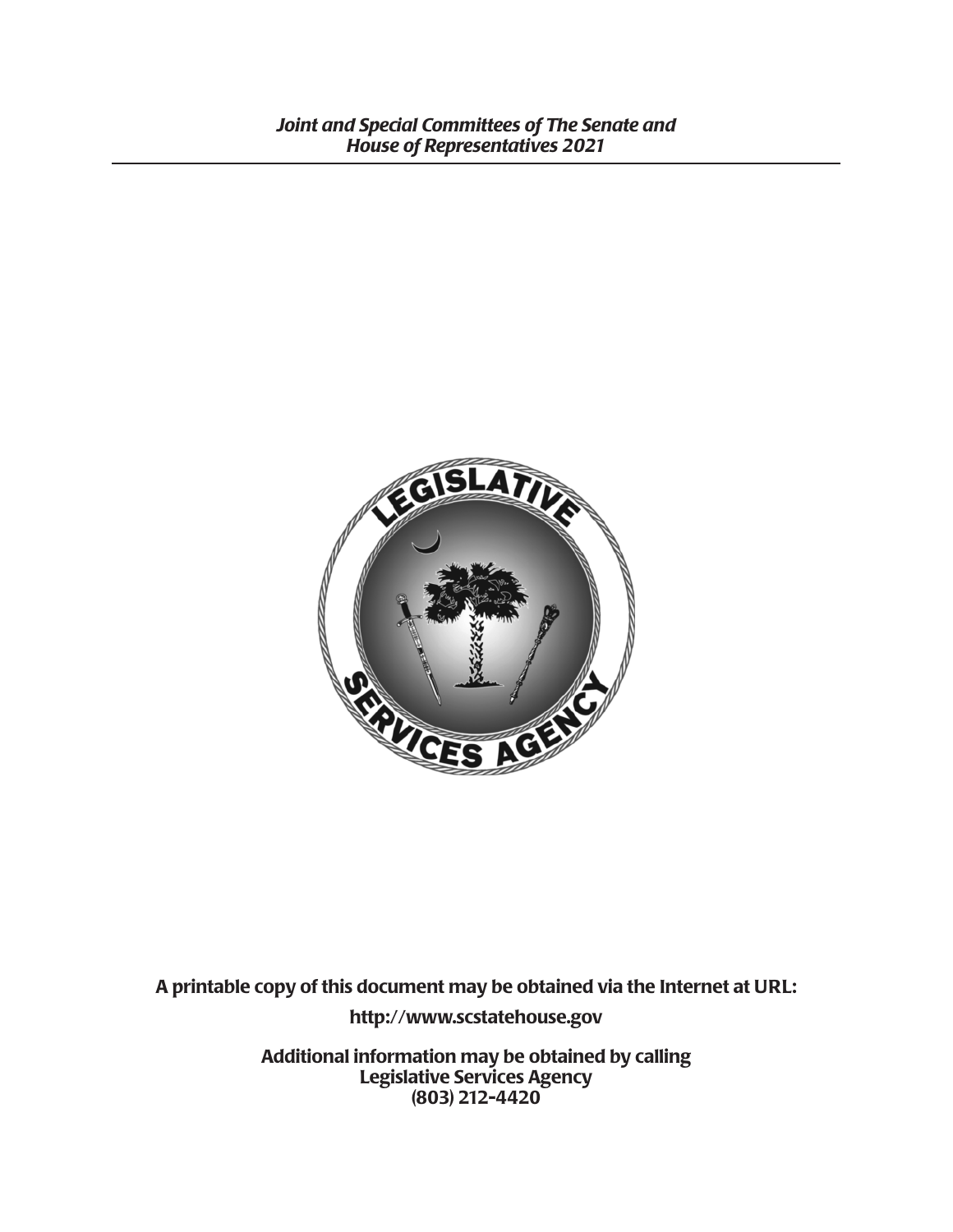*Joint and Special Committees of The Senate and House of Representatives 2021*

**A printable copy of this document may be obtained via the Internet at URL:**

**http://www.scstatehouse.gov**

**Additional information may be obtained by calling**
**Legislative Services Agency**
**(803) 212-4420**